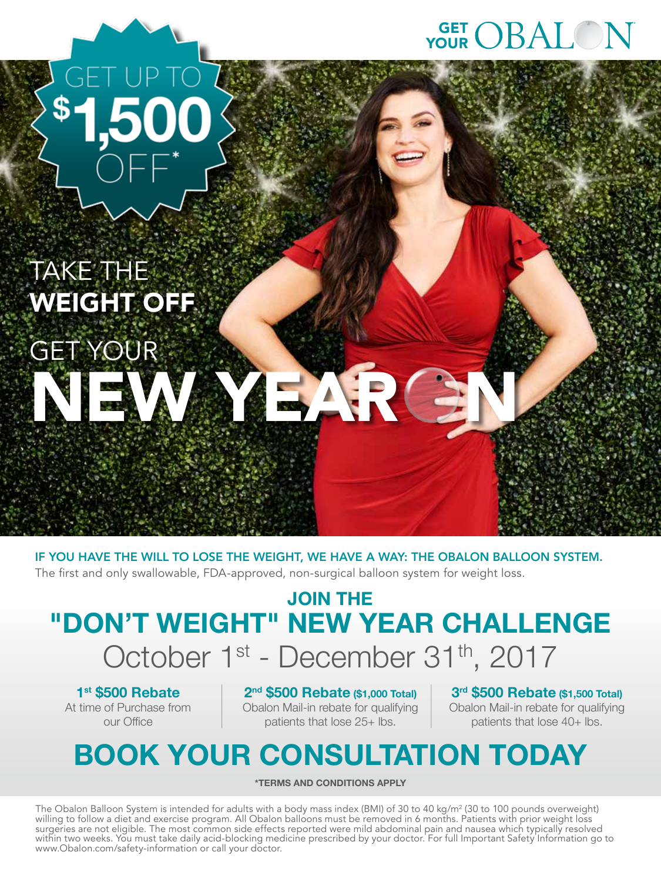GET YOUR OBALON

GET UP TO $1,500 OFF*

TAKE THE **WEIGHT OFF**

GET YOUR

# NEW YEARON

**IF YOU HAVE THE WILL TO LOSE THE WEIGHT, WE HAVE A WAY: THE OBALON BALLOON SYSTEM.**

The first and only swallowable, FDA-approved, non-surgical balloon system for weight loss.

## JOIN THE "DON'T WEIGHT" NEW YEAR CHALLENGE

October 1st - December 31th, 2017

**1st $500 Rebate**
At time of Purchase from our Office

**2nd $500 Rebate ($1,000 Total)**
Obalon Mail-in rebate for qualifying patients that lose 25+ lbs.

**3rd $500 Rebate ($1,500 Total)**
Obalon Mail-in rebate for qualifying patients that lose 40+ lbs.

## BOOK YOUR CONSULTATION TODAY

***TERMS AND CONDITIONS APPLY**

The Obalon Balloon System is intended for adults with a body mass index (BMI) of 30 to 40 kg/m$^2$ (30 to 100 pounds overweight) willing to follow a diet and exercise program. All Obalon balloons must be removed in 6 months. Patients with prior weight loss surgeries are not eligible. The most common side effects reported were mild abdominal pain and nausea which typically resolved within two weeks. You must take daily acid-blocking medicine prescribed by your doctor. For full Important Safety Information go to www.Obalon.com/safety-information or call your doctor.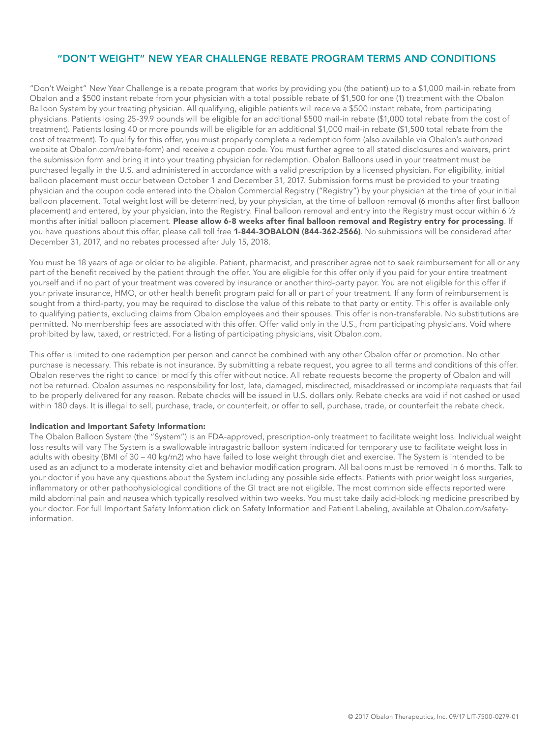## "DON'T WEIGHT" NEW YEAR CHALLENGE REBATE PROGRAM TERMS AND CONDITIONS

"Don't Weight" New Year Challenge is a rebate program that works by providing you (the patient) up to a $1,000 mail-in rebate from Obalon and a $500 instant rebate from your physician with a total possible rebate of $1,500 for one (1) treatment with the Obalon Balloon System by your treating physician. All qualifying, eligible patients will receive a $500 instant rebate, from participating physicians. Patients losing 25-39.9 pounds will be eligible for an additional $500 mail-in rebate ($1,000 total rebate from the cost of treatment). Patients losing 40 or more pounds will be eligible for an additional $1,000 mail-in rebate ($1,500 total rebate from the cost of treatment). To qualify for this offer, you must properly complete a redemption form (also available via Obalon's authorized website at Obalon.com/rebate-form) and receive a coupon code. You must further agree to all stated disclosures and waivers, print the submission form and bring it into your treating physician for redemption. Obalon Balloons used in your treatment must be purchased legally in the U.S. and administered in accordance with a valid prescription by a licensed physician. For eligibility, initial balloon placement must occur between October 1 and December 31, 2017. Submission forms must be provided to your treating physician and the coupon code entered into the Obalon Commercial Registry ("Registry") by your physician at the time of your initial balloon placement. Total weight lost will be determined, by your physician, at the time of balloon removal (6 months after first balloon placement) and entered, by your physician, into the Registry. Final balloon removal and entry into the Registry must occur within 6 ½ months after initial balloon placement. **Please allow 6-8 weeks after final balloon removal and Registry entry for processing**. If you have questions about this offer, please call toll free **1-844-3OBALON (844-362-2566)**. No submissions will be considered after December 31, 2017, and no rebates processed after July 15, 2018.

You must be 18 years of age or older to be eligible. Patient, pharmacist, and prescriber agree not to seek reimbursement for all or any part of the benefit received by the patient through the offer. You are eligible for this offer only if you paid for your entire treatment yourself and if no part of your treatment was covered by insurance or another third-party payor. You are not eligible for this offer if your private insurance, HMO, or other health benefit program paid for all or part of your treatment. If any form of reimbursement is sought from a third-party, you may be required to disclose the value of this rebate to that party or entity. This offer is available only to qualifying patients, excluding claims from Obalon employees and their spouses. This offer is non-transferable. No substitutions are permitted. No membership fees are associated with this offer. Offer valid only in the U.S., from participating physicians. Void where prohibited by law, taxed, or restricted. For a listing of participating physicians, visit Obalon.com.

This offer is limited to one redemption per person and cannot be combined with any other Obalon offer or promotion. No other purchase is necessary. This rebate is not insurance. By submitting a rebate request, you agree to all terms and conditions of this offer. Obalon reserves the right to cancel or modify this offer without notice. All rebate requests become the property of Obalon and will not be returned. Obalon assumes no responsibility for lost, late, damaged, misdirected, misaddressed or incomplete requests that fail to be properly delivered for any reason. Rebate checks will be issued in U.S. dollars only. Rebate checks are void if not cashed or used within 180 days. It is illegal to sell, purchase, trade, or counterfeit, or offer to sell, purchase, trade, or counterfeit the rebate check.

**Indication and Important Safety Information:**

The Obalon Balloon System (the "System") is an FDA-approved, prescription-only treatment to facilitate weight loss. Individual weight loss results will vary The System is a swallowable intragastric balloon system indicated for temporary use to facilitate weight loss in adults with obesity (BMI of 30 – 40 kg/m2) who have failed to lose weight through diet and exercise. The System is intended to be used as an adjunct to a moderate intensity diet and behavior modification program. All balloons must be removed in 6 months. Talk to your doctor if you have any questions about the System including any possible side effects. Patients with prior weight loss surgeries, inflammatory or other pathophysiological conditions of the GI tract are not eligible. The most common side effects reported were mild abdominal pain and nausea which typically resolved within two weeks. You must take daily acid-blocking medicine prescribed by your doctor. For full Important Safety Information click on Safety Information and Patient Labeling, available at Obalon.com/safety-information.

© 2017 Obalon Therapeutics, Inc. 09/17 LIT-7500-0279-01